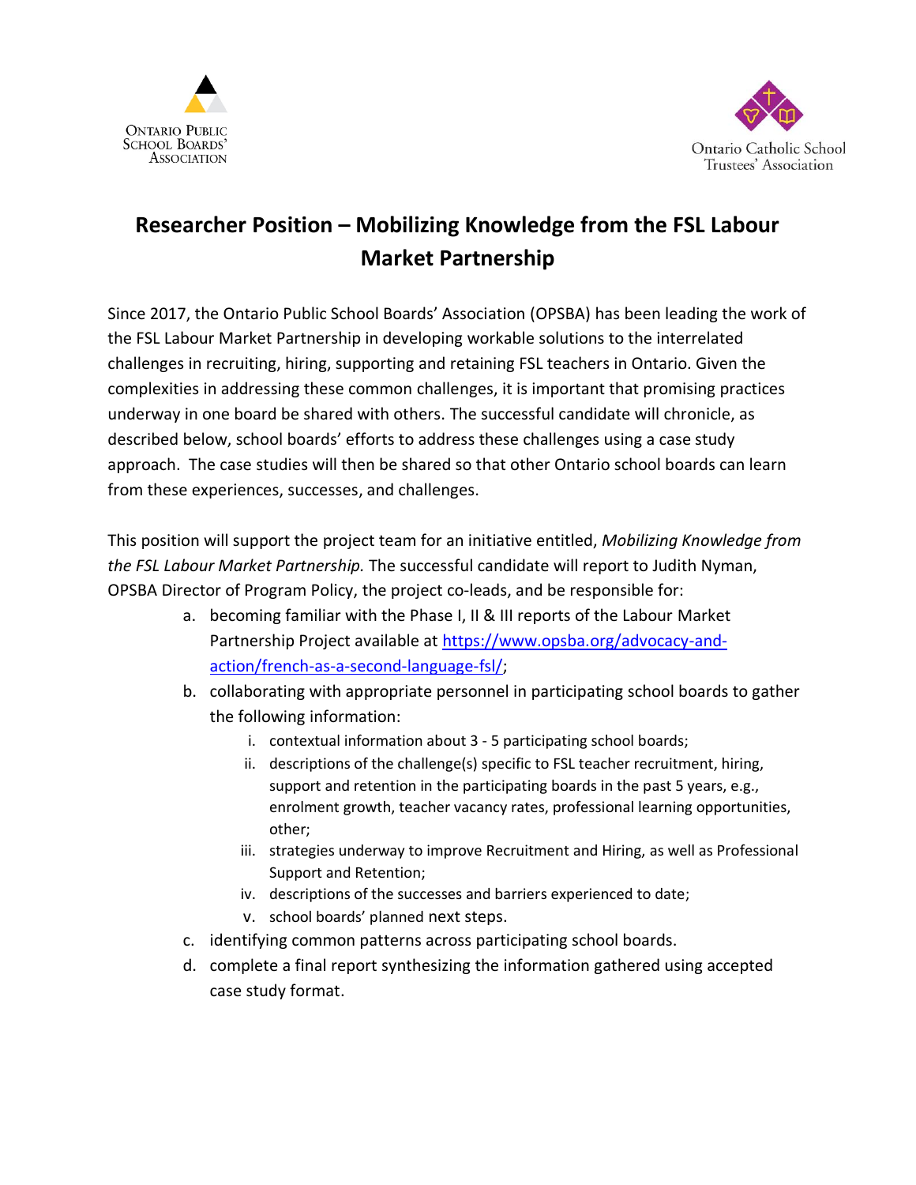Ontario Public School Boards' Association

Ontario Catholic School Trustees' Association

# Researcher Position – Mobilizing Knowledge from the FSL Labour Market Partnership

Since 2017, the Ontario Public School Boards' Association (OPSBA) has been leading the work of the FSL Labour Market Partnership in developing workable solutions to the interrelated challenges in recruiting, hiring, supporting and retaining FSL teachers in Ontario. Given the complexities in addressing these common challenges, it is important that promising practices underway in one board be shared with others. The successful candidate will chronicle, as described below, school boards' efforts to address these challenges using a case study approach. The case studies will then be shared so that other Ontario school boards can learn from these experiences, successes, and challenges.

This position will support the project team for an initiative entitled, *Mobilizing Knowledge from the FSL Labour Market Partnership.* The successful candidate will report to Judith Nyman, OPSBA Director of Program Policy, the project co-leads, and be responsible for:

a. becoming familiar with the Phase I, II & III reports of the Labour Market Partnership Project available at https://www.opsba.org/advocacy-and-action/french-as-a-second-language-fsl/;
b. collaborating with appropriate personnel in participating school boards to gather the following information:
    i. contextual information about 3 - 5 participating school boards;
    ii. descriptions of the challenge(s) specific to FSL teacher recruitment, hiring, support and retention in the participating boards in the past 5 years, e.g., enrolment growth, teacher vacancy rates, professional learning opportunities, other;
    iii. strategies underway to improve Recruitment and Hiring, as well as Professional Support and Retention;
    iv. descriptions of the successes and barriers experienced to date;
    v. school boards' planned next steps.
c. identifying common patterns across participating school boards.
d. complete a final report synthesizing the information gathered using accepted case study format.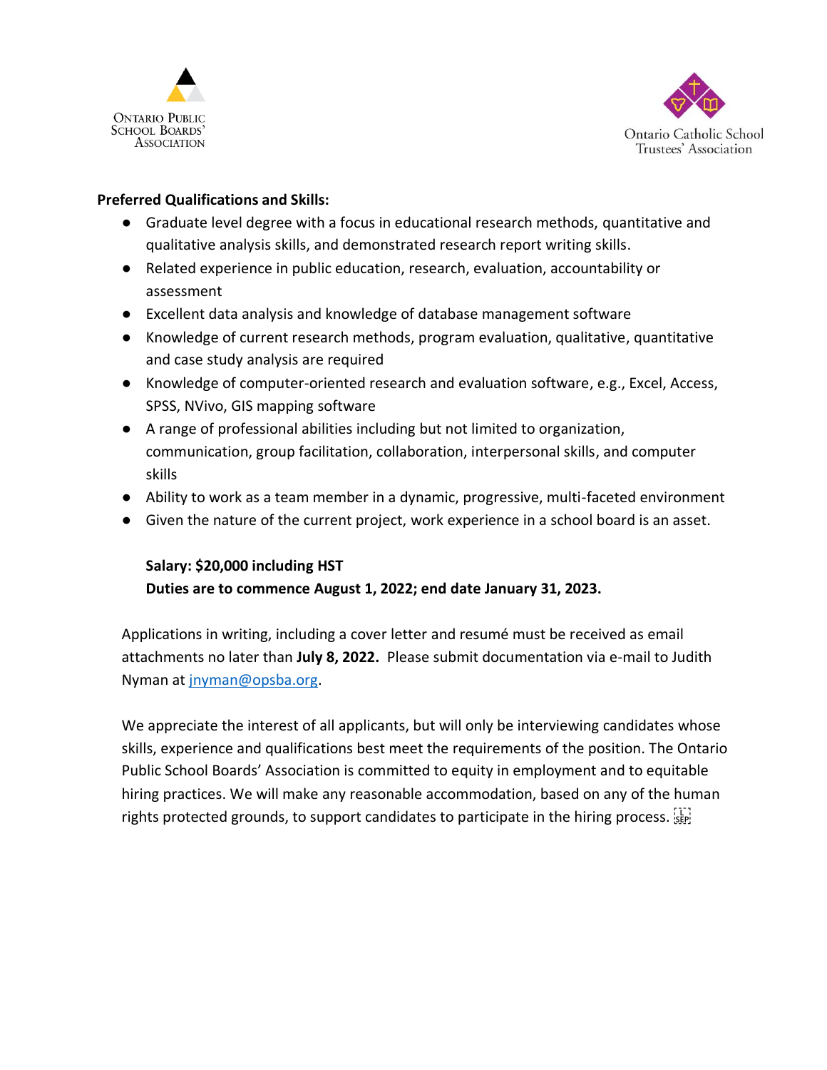**Preferred Qualifications and Skills:**

- Graduate level degree with a focus in educational research methods, quantitative and qualitative analysis skills, and demonstrated research report writing skills.
- Related experience in public education, research, evaluation, accountability or assessment
- Excellent data analysis and knowledge of database management software
- Knowledge of current research methods, program evaluation, qualitative, quantitative and case study analysis are required
- Knowledge of computer-oriented research and evaluation software, e.g., Excel, Access, SPSS, NVivo, GIS mapping software
- A range of professional abilities including but not limited to organization, communication, group facilitation, collaboration, interpersonal skills, and computer skills
- Ability to work as a team member in a dynamic, progressive, multi-faceted environment
- Given the nature of the current project, work experience in a school board is an asset.

**Salary: $20,000 including HST**
**Duties are to commence August 1, 2022; end date January 31, 2023.**

Applications in writing, including a cover letter and resumé must be received as email attachments no later than **July 8, 2022.** Please submit documentation via e-mail to Judith Nyman at jnyman@opsba.org.

We appreciate the interest of all applicants, but will only be interviewing candidates whose skills, experience and qualifications best meet the requirements of the position. The Ontario Public School Boards' Association is committed to equity in employment and to equitable hiring practices. We will make any reasonable accommodation, based on any of the human rights protected grounds, to support candidates to participate in the hiring process.